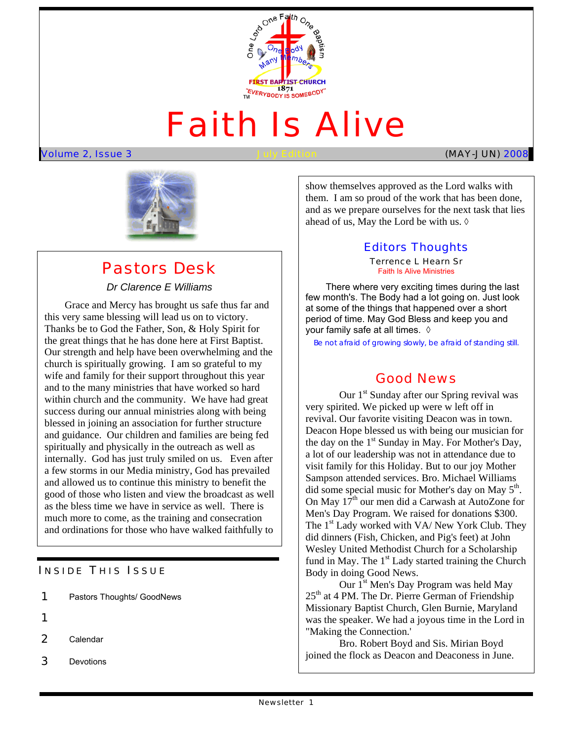# Faith Is Alive

Volume 2, Issue 3 July Edition (MAY-JUN) 2008

## Pastors Desk

*Dr Clarence E Williams*

Grace and Mercy has brought us safe thus far and this very same blessing will lead us on to victory. Thanks be to God the Father, Son, & Holy Spirit for the great things that he has done here at First Baptist. Our strength and help have been overwhelming and the church is spiritually growing. I am so grateful to my wife and family for their support throughout this year and to the many ministries that have worked so hard within church and the community. We have had great success during our annual ministries along with being blessed in joining an association for further structure and guidance. Our children and families are being fed spiritually and physically in the outreach as well as internally. God has just truly smiled on us. Even after a few storms in our Media ministry, God has prevailed and allowed us to continue this ministry to benefit the good of those who listen and view the broadcast as well as the bless time we have in service as well. There is much more to come, as the training and consecration and ordinations for those who have walked faithfully to show themselves approved as the Lord walks with them. I am so proud of the work that has been done, and as we prepare ourselves for the next task that lies ahead of us, May the Lord be with us. ◊

## Inside This Issue

1 Pastors Thoughts/ GoodNews

1

2 Calendar

3 Devotions

## Editors Thoughts

Terrence L Hearn Sr

Faith Is Alive Ministries

There where very exciting times during the last few month's. The Body had a lot going on. Just look at some of the things that happened over a short period of time. May God Bless and keep you and your family safe at all times. ◊

*Be not afraid of growing slowly, be afraid of standing still.*

## Good News

Our 1st Sunday after our Spring revival was very spirited. We picked up were w left off in revival. Our favorite visiting Deacon was in town. Deacon Hope blessed us with being our musician for the day on the 1st Sunday in May. For Mother's Day, a lot of our leadership was not in attendance due to visit family for this Holiday. But to our joy Mother Sampson attended services. Bro. Michael Williams did some special music for Mother's day on May 5th. On May 17th our men did a Carwash at AutoZone for Men's Day Program. We raised for donations $300. The 1st Lady worked with VA/ New York Club. They did dinners (Fish, Chicken, and Pig's feet) at John Wesley United Methodist Church for a Scholarship fund in May. The 1st Lady started training the Church Body in doing Good News.

Our 1st Men's Day Program was held May 25th at 4 PM. The Dr. Pierre German of Friendship Missionary Baptist Church, Glen Burnie, Maryland was the speaker. We had a joyous time in the Lord in "Making the Connection.'

Bro. Robert Boyd and Sis. Mirian Boyd joined the flock as Deacon and Deaconess in June.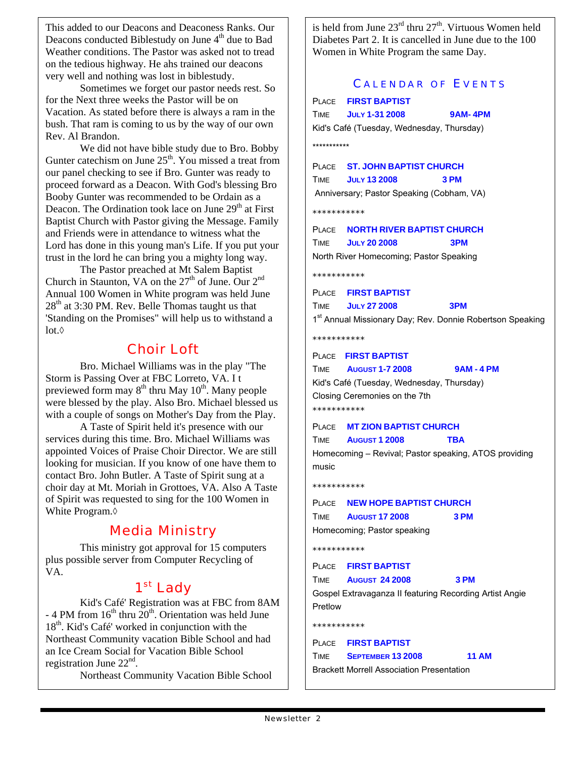This added to our Deacons and Deaconess Ranks. Our Deacons conducted Biblestudy on June 4th due to Bad Weather conditions. The Pastor was asked not to tread on the tedious highway. He ahs trained our deacons very well and nothing was lost in biblestudy.

Sometimes we forget our pastor needs rest. So for the Next three weeks the Pastor will be on Vacation. As stated before there is always a ram in the bush. That ram is coming to us by the way of our own Rev. Al Brandon.

We did not have bible study due to Bro. Bobby Gunter catechism on June 25th. You missed a treat from our panel checking to see if Bro. Gunter was ready to proceed forward as a Deacon. With God's blessing Bro Booby Gunter was recommended to be Ordain as a Deacon. The Ordination took lace on June 29th at First Baptist Church with Pastor giving the Message. Family and Friends were in attendance to witness what the Lord has done in this young man's Life. If you put your trust in the lord he can bring you a mighty long way.

The Pastor preached at Mt Salem Baptist Church in Staunton, VA on the 27th of June. Our 2nd Annual 100 Women in White program was held June 28th at 3:30 PM. Rev. Belle Thomas taught us that 'Standing on the Promises" will help us to withstand a lot.◊

## Choir Loft

Bro. Michael Williams was in the play "The Storm is Passing Over at FBC Lorreto, VA. I t previewed form may 8th thru May 10th. Many people were blessed by the play. Also Bro. Michael blessed us with a couple of songs on Mother's Day from the Play.

A Taste of Spirit held it's presence with our services during this time. Bro. Michael Williams was appointed Voices of Praise Choir Director. We are still looking for musician. If you know of one have them to contact Bro. John Butler. A Taste of Spirit sung at a choir day at Mt. Moriah in Grottoes, VA. Also A Taste of Spirit was requested to sing for the 100 Women in White Program.◊

## Media Ministry

This ministry got approval for 15 computers plus possible server from Computer Recycling of VA.

## 1st Lady

Kid's Café' Registration was at FBC from 8AM - 4 PM from 16th thru 20th. Orientation was held June 18th. Kid's Café' worked in conjunction with the Northeast Community vacation Bible School and had an Ice Cream Social for Vacation Bible School registration June 22nd.

Northeast Community Vacation Bible School is held from June 23rd thru 27th. Virtuous Women held Diabetes Part 2. It is cancelled in June due to the 100 Women in White Program the same Day.

## Calendar of Events

PLACE **FIRST BAPTIST**
TIME **JULY 1-31 2008** **9AM- 4PM**
Kid's Café (Tuesday, Wednesday, Thursday)

***********

PLACE **ST. JOHN BAPTIST CHURCH**
TIME **JULY 13 2008** **3 PM**
Anniversary; Pastor Speaking (Cobham, VA)

***********

PLACE **NORTH RIVER BAPTIST CHURCH**
TIME **JULY 20 2008** **3PM**
North River Homecoming; Pastor Speaking

***********

PLACE **FIRST BAPTIST**
TIME **JULY 27 2008** **3PM**
1st Annual Missionary Day; Rev. Donnie Robertson Speaking

***********

PLACE **FIRST BAPTIST**
TIME **AUGUST 1-7 2008** **9AM - 4 PM**
Kid's Café (Tuesday, Wednesday, Thursday)
Closing Ceremonies on the 7th

***********

PLACE **MT ZION BAPTIST CHURCH**
TIME **AUGUST 1 2008** **TBA**
Homecoming – Revival; Pastor speaking, ATOS providing music

***********

PLACE **NEW HOPE BAPTIST CHURCH**
TIME **AUGUST 17 2008** **3 PM**
Homecoming; Pastor speaking

***********

PLACE **FIRST BAPTIST**
TIME **AUGUST 24 2008** **3 PM**
Gospel Extravaganza II featuring Recording Artist Angie Pretlow

***********

PLACE **FIRST BAPTIST**
TIME **SEPTEMBER 13 2008** **11 AM**
Brackett Morrell Association Presentation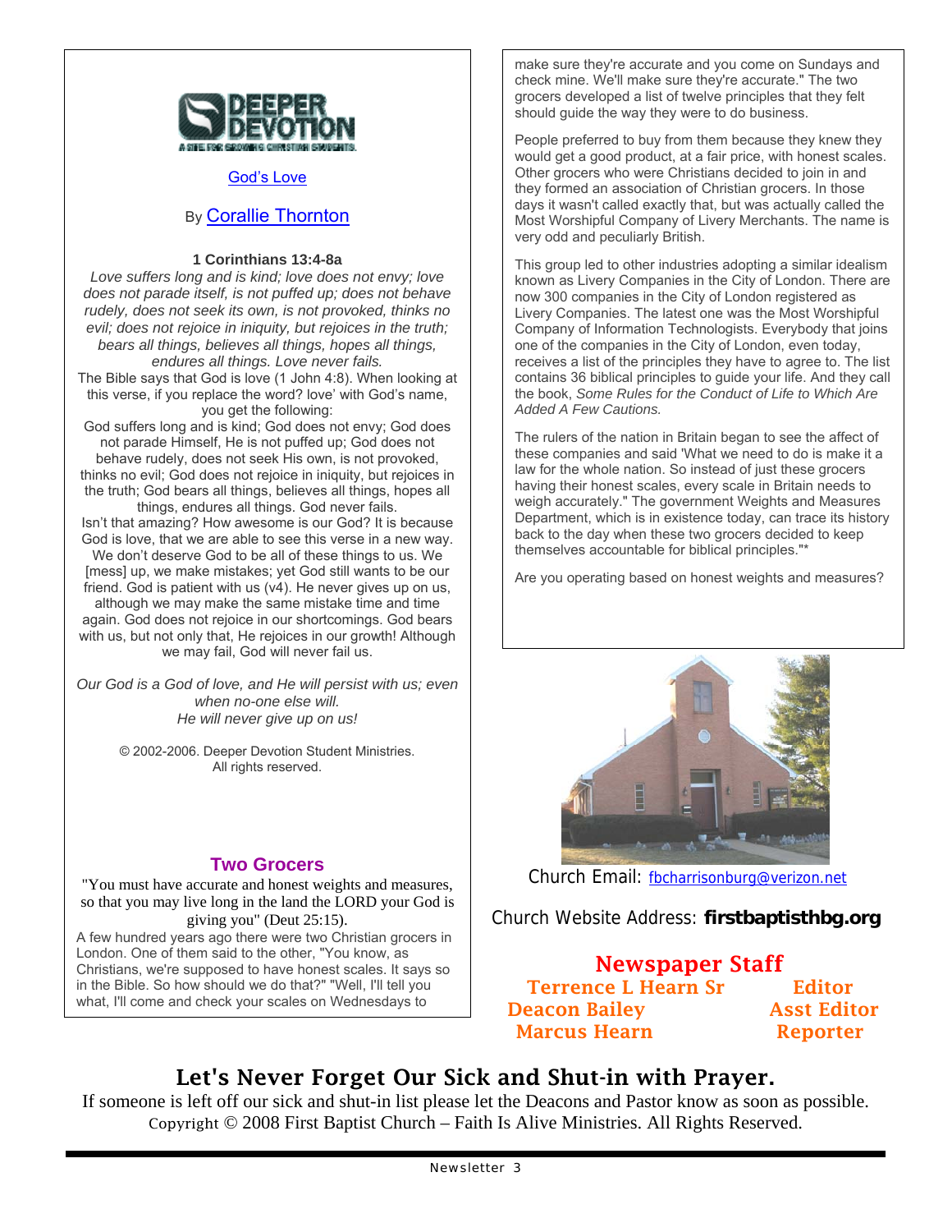DEEPER DEVOTION

A SITE FOR GROWING CHRISTIAN STUDENTS.

God's Love

By Corallie Thornton

**1 Corinthians 13:4-8a**

*Love suffers long and is kind; love does not envy; love does not parade itself, is not puffed up; does not behave rudely, does not seek its own, is not provoked, thinks no evil; does not rejoice in iniquity, but rejoices in the truth; bears all things, believes all things, hopes all things, endures all things. Love never fails.*

The Bible says that God is love (1 John 4:8). When looking at this verse, if you replace the word? love' with God's name, you get the following:

God suffers long and is kind; God does not envy; God does not parade Himself, He is not puffed up; God does not behave rudely, does not seek His own, is not provoked, thinks no evil; God does not rejoice in iniquity, but rejoices in the truth; God bears all things, believes all things, hopes all things, endures all things. God never fails.

Isn't that amazing? How awesome is our God? It is because God is love, that we are able to see this verse in a new way. We don't deserve God to be all of these things to us. We [mess] up, we make mistakes; yet God still wants to be our friend. God is patient with us (v4). He never gives up on us, although we may make the same mistake time and time again. God does not rejoice in our shortcomings. God bears with us, but not only that, He rejoices in our growth! Although we may fail, God will never fail us.

*Our God is a God of love, and He will persist with us; even when no-one else will.*
*He will never give up on us!*

© 2002-2006. Deeper Devotion Student Ministries. All rights reserved.

## Two Grocers

"You must have accurate and honest weights and measures, so that you may live long in the land the LORD your God is giving you" (Deut 25:15).

A few hundred years ago there were two Christian grocers in London. One of them said to the other, "You know, as Christians, we're supposed to have honest scales. It says so in the Bible. So how should we do that?" "Well, I'll tell you what, I'll come and check your scales on Wednesdays to make sure they're accurate and you come on Sundays and check mine. We'll make sure they're accurate." The two grocers developed a list of twelve principles that they felt should guide the way they were to do business.

People preferred to buy from them because they knew they would get a good product, at a fair price, with honest scales. Other grocers who were Christians decided to join in and they formed an association of Christian grocers. In those days it wasn't called exactly that, but was actually called the Most Worshipful Company of Livery Merchants. The name is very odd and peculiarly British.

This group led to other industries adopting a similar idealism known as Livery Companies in the City of London. There are now 300 companies in the City of London registered as Livery Companies. The latest one was the Most Worshipful Company of Information Technologists. Everybody that joins one of the companies in the City of London, even today, receives a list of the principles they have to agree to. The list contains 36 biblical principles to guide your life. And they call the book, *Some Rules for the Conduct of Life to Which Are Added A Few Cautions.*

The rulers of the nation in Britain began to see the affect of these companies and said 'What we need to do is make it a law for the whole nation. So instead of just these grocers having their honest scales, every scale in Britain needs to weigh accurately." The government Weights and Measures Department, which is in existence today, can trace its history back to the day when these two grocers decided to keep themselves accountable for biblical principles."*

Are you operating based on honest weights and measures?

Church Email: fbcharrisonburg@verizon.net

Church Website Address: **firstbaptisthbg.org**

## Newspaper Staff

| | |
|---|---|
| Terrence L Hearn Sr | Editor |
| Deacon Bailey | Asst Editor |
| Marcus Hearn | Reporter |

## Let's Never Forget Our Sick and Shut-in with Prayer.

If someone is left off our sick and shut-in list please let the Deacons and Pastor know as soon as possible.

Copyright © 2008 First Baptist Church – Faith Is Alive Ministries. All Rights Reserved.